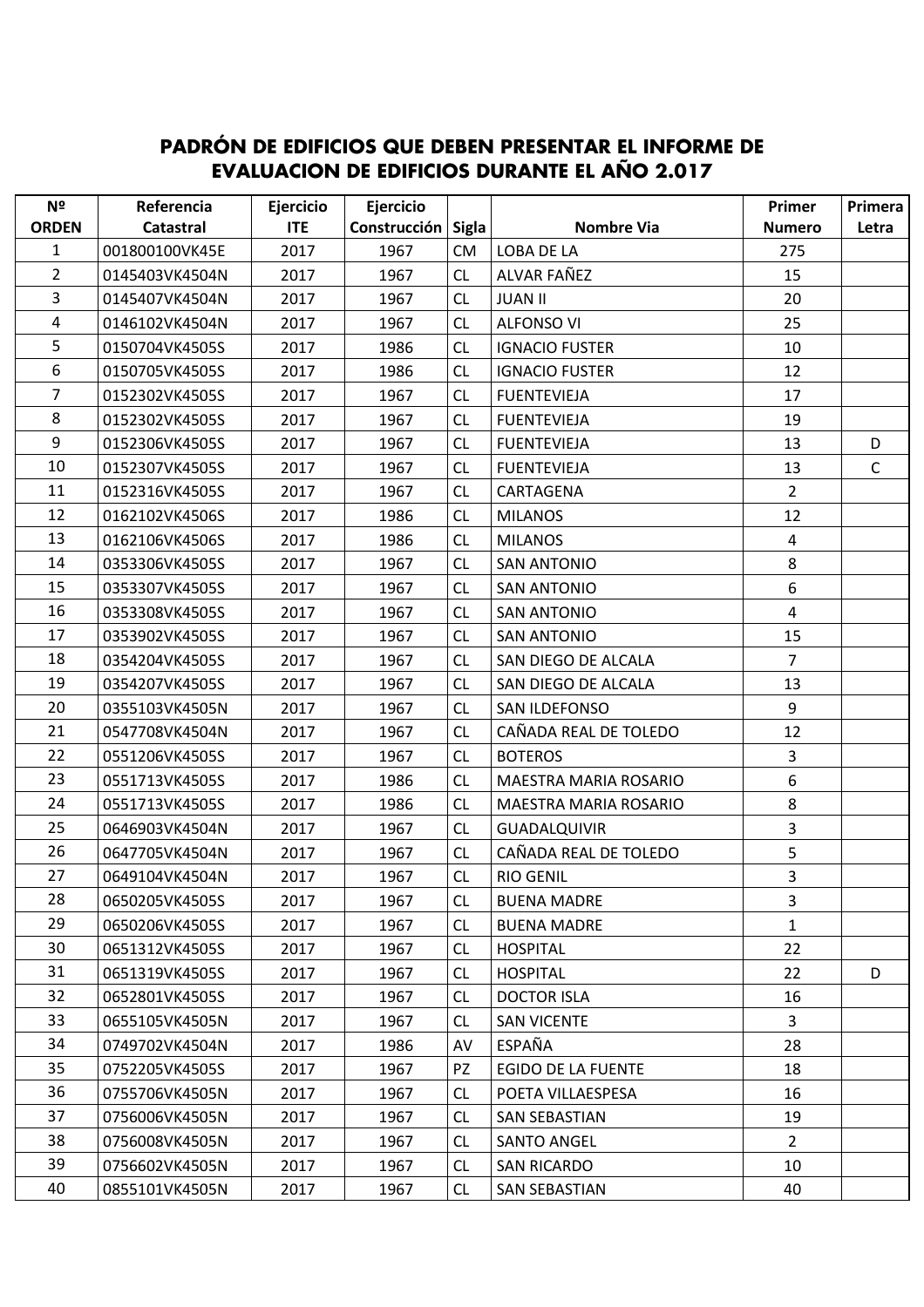# PADRÓN DE EDIFICIOS QUE DEBEN PRESENTAR EL INFORME DE EVALUACION DE EDIFICIOS DURANTE EL AÑO 2.017

| Nº ORDEN | Referencia Catastral | Ejercicio ITE | Ejercicio Construcción | Sigla | Nombre Via | Primer Numero | Primera Letra |
|---|---|---|---|---|---|---|---|
| 1 | 001800100VK45E | 2017 | 1967 | CM | LOBA DE LA | 275 | |
| 2 | 0145403VK4504N | 2017 | 1967 | CL | ALVAR FAÑEZ | 15 | |
| 3 | 0145407VK4504N | 2017 | 1967 | CL | JUAN II | 20 | |
| 4 | 0146102VK4504N | 2017 | 1967 | CL | ALFONSO VI | 25 | |
| 5 | 0150704VK4505S | 2017 | 1986 | CL | IGNACIO FUSTER | 10 | |
| 6 | 0150705VK4505S | 2017 | 1986 | CL | IGNACIO FUSTER | 12 | |
| 7 | 0152302VK4505S | 2017 | 1967 | CL | FUENTEVIEJA | 17 | |
| 8 | 0152302VK4505S | 2017 | 1967 | CL | FUENTEVIEJA | 19 | |
| 9 | 0152306VK4505S | 2017 | 1967 | CL | FUENTEVIEJA | 13 | D |
| 10 | 0152307VK4505S | 2017 | 1967 | CL | FUENTEVIEJA | 13 | C |
| 11 | 0152316VK4505S | 2017 | 1967 | CL | CARTAGENA | 2 | |
| 12 | 0162102VK4506S | 2017 | 1986 | CL | MILANOS | 12 | |
| 13 | 0162106VK4506S | 2017 | 1986 | CL | MILANOS | 4 | |
| 14 | 0353306VK4505S | 2017 | 1967 | CL | SAN ANTONIO | 8 | |
| 15 | 0353307VK4505S | 2017 | 1967 | CL | SAN ANTONIO | 6 | |
| 16 | 0353308VK4505S | 2017 | 1967 | CL | SAN ANTONIO | 4 | |
| 17 | 0353902VK4505S | 2017 | 1967 | CL | SAN ANTONIO | 15 | |
| 18 | 0354204VK4505S | 2017 | 1967 | CL | SAN DIEGO DE ALCALA | 7 | |
| 19 | 0354207VK4505S | 2017 | 1967 | CL | SAN DIEGO DE ALCALA | 13 | |
| 20 | 0355103VK4505N | 2017 | 1967 | CL | SAN ILDEFONSO | 9 | |
| 21 | 0547708VK4504N | 2017 | 1967 | CL | CAÑADA REAL DE TOLEDO | 12 | |
| 22 | 0551206VK4505S | 2017 | 1967 | CL | BOTEROS | 3 | |
| 23 | 0551713VK4505S | 2017 | 1986 | CL | MAESTRA MARIA ROSARIO | 6 | |
| 24 | 0551713VK4505S | 2017 | 1986 | CL | MAESTRA MARIA ROSARIO | 8 | |
| 25 | 0646903VK4504N | 2017 | 1967 | CL | GUADALQUIVIR | 3 | |
| 26 | 0647705VK4504N | 2017 | 1967 | CL | CAÑADA REAL DE TOLEDO | 5 | |
| 27 | 0649104VK4504N | 2017 | 1967 | CL | RIO GENIL | 3 | |
| 28 | 0650205VK4505S | 2017 | 1967 | CL | BUENA MADRE | 3 | |
| 29 | 0650206VK4505S | 2017 | 1967 | CL | BUENA MADRE | 1 | |
| 30 | 0651312VK4505S | 2017 | 1967 | CL | HOSPITAL | 22 | |
| 31 | 0651319VK4505S | 2017 | 1967 | CL | HOSPITAL | 22 | D |
| 32 | 0652801VK4505S | 2017 | 1967 | CL | DOCTOR ISLA | 16 | |
| 33 | 0655105VK4505N | 2017 | 1967 | CL | SAN VICENTE | 3 | |
| 34 | 0749702VK4504N | 2017 | 1986 | AV | ESPAÑA | 28 | |
| 35 | 0752205VK4505S | 2017 | 1967 | PZ | EGIDO DE LA FUENTE | 18 | |
| 36 | 0755706VK4505N | 2017 | 1967 | CL | POETA VILLAESPESA | 16 | |
| 37 | 0756006VK4505N | 2017 | 1967 | CL | SAN SEBASTIAN | 19 | |
| 38 | 0756008VK4505N | 2017 | 1967 | CL | SANTO ANGEL | 2 | |
| 39 | 0756602VK4505N | 2017 | 1967 | CL | SAN RICARDO | 10 | |
| 40 | 0855101VK4505N | 2017 | 1967 | CL | SAN SEBASTIAN | 40 | |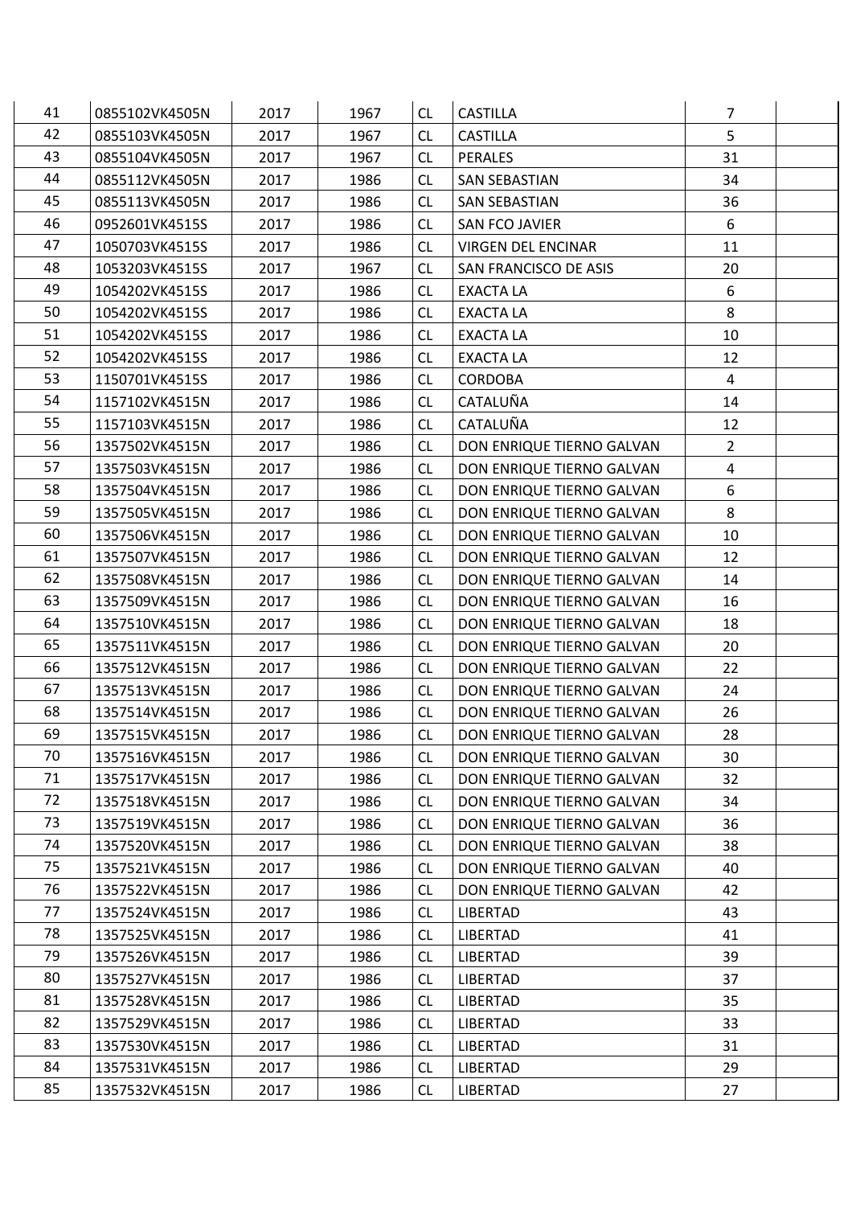| 41 | 0855102VK4505N | 2017 | 1967 | CL | CASTILLA | 7 | |
|---|---|---|---|---|---|---|---|
| 42 | 0855103VK4505N | 2017 | 1967 | CL | CASTILLA | 5 | |
| 43 | 0855104VK4505N | 2017 | 1967 | CL | PERALES | 31 | |
| 44 | 0855112VK4505N | 2017 | 1986 | CL | SAN SEBASTIAN | 34 | |
| 45 | 0855113VK4505N | 2017 | 1986 | CL | SAN SEBASTIAN | 36 | |
| 46 | 0952601VK4515S | 2017 | 1986 | CL | SAN FCO JAVIER | 6 | |
| 47 | 1050703VK4515S | 2017 | 1986 | CL | VIRGEN DEL ENCINAR | 11 | |
| 48 | 1053203VK4515S | 2017 | 1967 | CL | SAN FRANCISCO DE ASIS | 20 | |
| 49 | 1054202VK4515S | 2017 | 1986 | CL | EXACTA LA | 6 | |
| 50 | 1054202VK4515S | 2017 | 1986 | CL | EXACTA LA | 8 | |
| 51 | 1054202VK4515S | 2017 | 1986 | CL | EXACTA LA | 10 | |
| 52 | 1054202VK4515S | 2017 | 1986 | CL | EXACTA LA | 12 | |
| 53 | 1150701VK4515S | 2017 | 1986 | CL | CORDOBA | 4 | |
| 54 | 1157102VK4515N | 2017 | 1986 | CL | CATALUÑA | 14 | |
| 55 | 1157103VK4515N | 2017 | 1986 | CL | CATALUÑA | 12 | |
| 56 | 1357502VK4515N | 2017 | 1986 | CL | DON ENRIQUE TIERNO GALVAN | 2 | |
| 57 | 1357503VK4515N | 2017 | 1986 | CL | DON ENRIQUE TIERNO GALVAN | 4 | |
| 58 | 1357504VK4515N | 2017 | 1986 | CL | DON ENRIQUE TIERNO GALVAN | 6 | |
| 59 | 1357505VK4515N | 2017 | 1986 | CL | DON ENRIQUE TIERNO GALVAN | 8 | |
| 60 | 1357506VK4515N | 2017 | 1986 | CL | DON ENRIQUE TIERNO GALVAN | 10 | |
| 61 | 1357507VK4515N | 2017 | 1986 | CL | DON ENRIQUE TIERNO GALVAN | 12 | |
| 62 | 1357508VK4515N | 2017 | 1986 | CL | DON ENRIQUE TIERNO GALVAN | 14 | |
| 63 | 1357509VK4515N | 2017 | 1986 | CL | DON ENRIQUE TIERNO GALVAN | 16 | |
| 64 | 1357510VK4515N | 2017 | 1986 | CL | DON ENRIQUE TIERNO GALVAN | 18 | |
| 65 | 1357511VK4515N | 2017 | 1986 | CL | DON ENRIQUE TIERNO GALVAN | 20 | |
| 66 | 1357512VK4515N | 2017 | 1986 | CL | DON ENRIQUE TIERNO GALVAN | 22 | |
| 67 | 1357513VK4515N | 2017 | 1986 | CL | DON ENRIQUE TIERNO GALVAN | 24 | |
| 68 | 1357514VK4515N | 2017 | 1986 | CL | DON ENRIQUE TIERNO GALVAN | 26 | |
| 69 | 1357515VK4515N | 2017 | 1986 | CL | DON ENRIQUE TIERNO GALVAN | 28 | |
| 70 | 1357516VK4515N | 2017 | 1986 | CL | DON ENRIQUE TIERNO GALVAN | 30 | |
| 71 | 1357517VK4515N | 2017 | 1986 | CL | DON ENRIQUE TIERNO GALVAN | 32 | |
| 72 | 1357518VK4515N | 2017 | 1986 | CL | DON ENRIQUE TIERNO GALVAN | 34 | |
| 73 | 1357519VK4515N | 2017 | 1986 | CL | DON ENRIQUE TIERNO GALVAN | 36 | |
| 74 | 1357520VK4515N | 2017 | 1986 | CL | DON ENRIQUE TIERNO GALVAN | 38 | |
| 75 | 1357521VK4515N | 2017 | 1986 | CL | DON ENRIQUE TIERNO GALVAN | 40 | |
| 76 | 1357522VK4515N | 2017 | 1986 | CL | DON ENRIQUE TIERNO GALVAN | 42 | |
| 77 | 1357524VK4515N | 2017 | 1986 | CL | LIBERTAD | 43 | |
| 78 | 1357525VK4515N | 2017 | 1986 | CL | LIBERTAD | 41 | |
| 79 | 1357526VK4515N | 2017 | 1986 | CL | LIBERTAD | 39 | |
| 80 | 1357527VK4515N | 2017 | 1986 | CL | LIBERTAD | 37 | |
| 81 | 1357528VK4515N | 2017 | 1986 | CL | LIBERTAD | 35 | |
| 82 | 1357529VK4515N | 2017 | 1986 | CL | LIBERTAD | 33 | |
| 83 | 1357530VK4515N | 2017 | 1986 | CL | LIBERTAD | 31 | |
| 84 | 1357531VK4515N | 2017 | 1986 | CL | LIBERTAD | 29 | |
| 85 | 1357532VK4515N | 2017 | 1986 | CL | LIBERTAD | 27 | |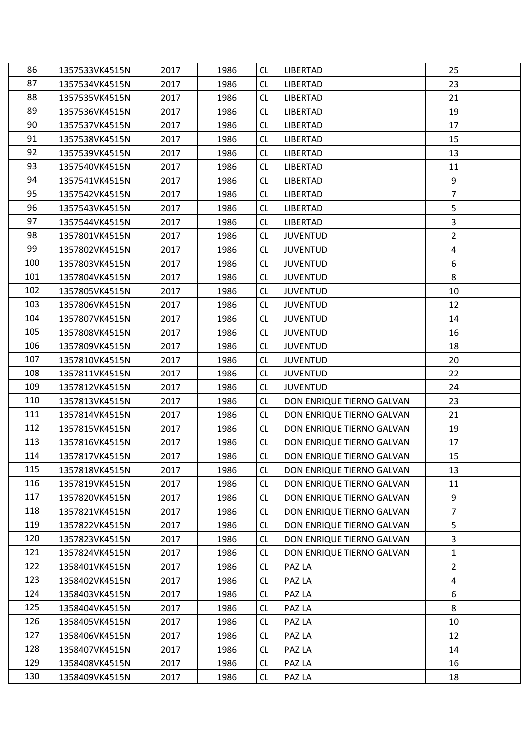| | | | | | | | |
|---|---|---|---|---|---|---|---|
| 86 | 1357533VK4515N | 2017 | 1986 | CL | LIBERTAD | 25 | |
| 87 | 1357534VK4515N | 2017 | 1986 | CL | LIBERTAD | 23 | |
| 88 | 1357535VK4515N | 2017 | 1986 | CL | LIBERTAD | 21 | |
| 89 | 1357536VK4515N | 2017 | 1986 | CL | LIBERTAD | 19 | |
| 90 | 1357537VK4515N | 2017 | 1986 | CL | LIBERTAD | 17 | |
| 91 | 1357538VK4515N | 2017 | 1986 | CL | LIBERTAD | 15 | |
| 92 | 1357539VK4515N | 2017 | 1986 | CL | LIBERTAD | 13 | |
| 93 | 1357540VK4515N | 2017 | 1986 | CL | LIBERTAD | 11 | |
| 94 | 1357541VK4515N | 2017 | 1986 | CL | LIBERTAD | 9 | |
| 95 | 1357542VK4515N | 2017 | 1986 | CL | LIBERTAD | 7 | |
| 96 | 1357543VK4515N | 2017 | 1986 | CL | LIBERTAD | 5 | |
| 97 | 1357544VK4515N | 2017 | 1986 | CL | LIBERTAD | 3 | |
| 98 | 1357801VK4515N | 2017 | 1986 | CL | JUVENTUD | 2 | |
| 99 | 1357802VK4515N | 2017 | 1986 | CL | JUVENTUD | 4 | |
| 100 | 1357803VK4515N | 2017 | 1986 | CL | JUVENTUD | 6 | |
| 101 | 1357804VK4515N | 2017 | 1986 | CL | JUVENTUD | 8 | |
| 102 | 1357805VK4515N | 2017 | 1986 | CL | JUVENTUD | 10 | |
| 103 | 1357806VK4515N | 2017 | 1986 | CL | JUVENTUD | 12 | |
| 104 | 1357807VK4515N | 2017 | 1986 | CL | JUVENTUD | 14 | |
| 105 | 1357808VK4515N | 2017 | 1986 | CL | JUVENTUD | 16 | |
| 106 | 1357809VK4515N | 2017 | 1986 | CL | JUVENTUD | 18 | |
| 107 | 1357810VK4515N | 2017 | 1986 | CL | JUVENTUD | 20 | |
| 108 | 1357811VK4515N | 2017 | 1986 | CL | JUVENTUD | 22 | |
| 109 | 1357812VK4515N | 2017 | 1986 | CL | JUVENTUD | 24 | |
| 110 | 1357813VK4515N | 2017 | 1986 | CL | DON ENRIQUE TIERNO GALVAN | 23 | |
| 111 | 1357814VK4515N | 2017 | 1986 | CL | DON ENRIQUE TIERNO GALVAN | 21 | |
| 112 | 1357815VK4515N | 2017 | 1986 | CL | DON ENRIQUE TIERNO GALVAN | 19 | |
| 113 | 1357816VK4515N | 2017 | 1986 | CL | DON ENRIQUE TIERNO GALVAN | 17 | |
| 114 | 1357817VK4515N | 2017 | 1986 | CL | DON ENRIQUE TIERNO GALVAN | 15 | |
| 115 | 1357818VK4515N | 2017 | 1986 | CL | DON ENRIQUE TIERNO GALVAN | 13 | |
| 116 | 1357819VK4515N | 2017 | 1986 | CL | DON ENRIQUE TIERNO GALVAN | 11 | |
| 117 | 1357820VK4515N | 2017 | 1986 | CL | DON ENRIQUE TIERNO GALVAN | 9 | |
| 118 | 1357821VK4515N | 2017 | 1986 | CL | DON ENRIQUE TIERNO GALVAN | 7 | |
| 119 | 1357822VK4515N | 2017 | 1986 | CL | DON ENRIQUE TIERNO GALVAN | 5 | |
| 120 | 1357823VK4515N | 2017 | 1986 | CL | DON ENRIQUE TIERNO GALVAN | 3 | |
| 121 | 1357824VK4515N | 2017 | 1986 | CL | DON ENRIQUE TIERNO GALVAN | 1 | |
| 122 | 1358401VK4515N | 2017 | 1986 | CL | PAZ LA | 2 | |
| 123 | 1358402VK4515N | 2017 | 1986 | CL | PAZ LA | 4 | |
| 124 | 1358403VK4515N | 2017 | 1986 | CL | PAZ LA | 6 | |
| 125 | 1358404VK4515N | 2017 | 1986 | CL | PAZ LA | 8 | |
| 126 | 1358405VK4515N | 2017 | 1986 | CL | PAZ LA | 10 | |
| 127 | 1358406VK4515N | 2017 | 1986 | CL | PAZ LA | 12 | |
| 128 | 1358407VK4515N | 2017 | 1986 | CL | PAZ LA | 14 | |
| 129 | 1358408VK4515N | 2017 | 1986 | CL | PAZ LA | 16 | |
| 130 | 1358409VK4515N | 2017 | 1986 | CL | PAZ LA | 18 | |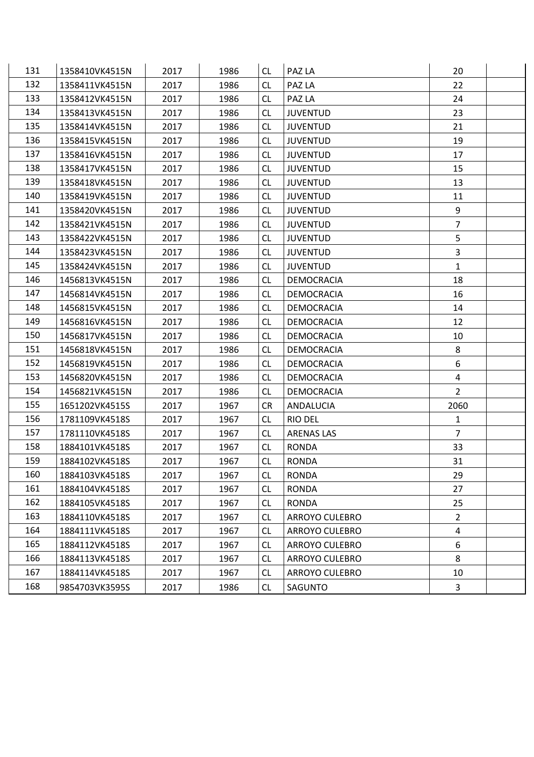| | | | | | | | |
|---|---|---|---|---|---|---|---|
| 131 | 1358410VK4515N | 2017 | 1986 | CL | PAZ LA | 20 | |
| 132 | 1358411VK4515N | 2017 | 1986 | CL | PAZ LA | 22 | |
| 133 | 1358412VK4515N | 2017 | 1986 | CL | PAZ LA | 24 | |
| 134 | 1358413VK4515N | 2017 | 1986 | CL | JUVENTUD | 23 | |
| 135 | 1358414VK4515N | 2017 | 1986 | CL | JUVENTUD | 21 | |
| 136 | 1358415VK4515N | 2017 | 1986 | CL | JUVENTUD | 19 | |
| 137 | 1358416VK4515N | 2017 | 1986 | CL | JUVENTUD | 17 | |
| 138 | 1358417VK4515N | 2017 | 1986 | CL | JUVENTUD | 15 | |
| 139 | 1358418VK4515N | 2017 | 1986 | CL | JUVENTUD | 13 | |
| 140 | 1358419VK4515N | 2017 | 1986 | CL | JUVENTUD | 11 | |
| 141 | 1358420VK4515N | 2017 | 1986 | CL | JUVENTUD | 9 | |
| 142 | 1358421VK4515N | 2017 | 1986 | CL | JUVENTUD | 7 | |
| 143 | 1358422VK4515N | 2017 | 1986 | CL | JUVENTUD | 5 | |
| 144 | 1358423VK4515N | 2017 | 1986 | CL | JUVENTUD | 3 | |
| 145 | 1358424VK4515N | 2017 | 1986 | CL | JUVENTUD | 1 | |
| 146 | 1456813VK4515N | 2017 | 1986 | CL | DEMOCRACIA | 18 | |
| 147 | 1456814VK4515N | 2017 | 1986 | CL | DEMOCRACIA | 16 | |
| 148 | 1456815VK4515N | 2017 | 1986 | CL | DEMOCRACIA | 14 | |
| 149 | 1456816VK4515N | 2017 | 1986 | CL | DEMOCRACIA | 12 | |
| 150 | 1456817VK4515N | 2017 | 1986 | CL | DEMOCRACIA | 10 | |
| 151 | 1456818VK4515N | 2017 | 1986 | CL | DEMOCRACIA | 8 | |
| 152 | 1456819VK4515N | 2017 | 1986 | CL | DEMOCRACIA | 6 | |
| 153 | 1456820VK4515N | 2017 | 1986 | CL | DEMOCRACIA | 4 | |
| 154 | 1456821VK4515N | 2017 | 1986 | CL | DEMOCRACIA | 2 | |
| 155 | 1651202VK4515S | 2017 | 1967 | CR | ANDALUCIA | 2060 | |
| 156 | 1781109VK4518S | 2017 | 1967 | CL | RIO DEL | 1 | |
| 157 | 1781110VK4518S | 2017 | 1967 | CL | ARENAS LAS | 7 | |
| 158 | 1884101VK4518S | 2017 | 1967 | CL | RONDA | 33 | |
| 159 | 1884102VK4518S | 2017 | 1967 | CL | RONDA | 31 | |
| 160 | 1884103VK4518S | 2017 | 1967 | CL | RONDA | 29 | |
| 161 | 1884104VK4518S | 2017 | 1967 | CL | RONDA | 27 | |
| 162 | 1884105VK4518S | 2017 | 1967 | CL | RONDA | 25 | |
| 163 | 1884110VK4518S | 2017 | 1967 | CL | ARROYO CULEBRO | 2 | |
| 164 | 1884111VK4518S | 2017 | 1967 | CL | ARROYO CULEBRO | 4 | |
| 165 | 1884112VK4518S | 2017 | 1967 | CL | ARROYO CULEBRO | 6 | |
| 166 | 1884113VK4518S | 2017 | 1967 | CL | ARROYO CULEBRO | 8 | |
| 167 | 1884114VK4518S | 2017 | 1967 | CL | ARROYO CULEBRO | 10 | |
| 168 | 9854703VK3595S | 2017 | 1986 | CL | SAGUNTO | 3 | |